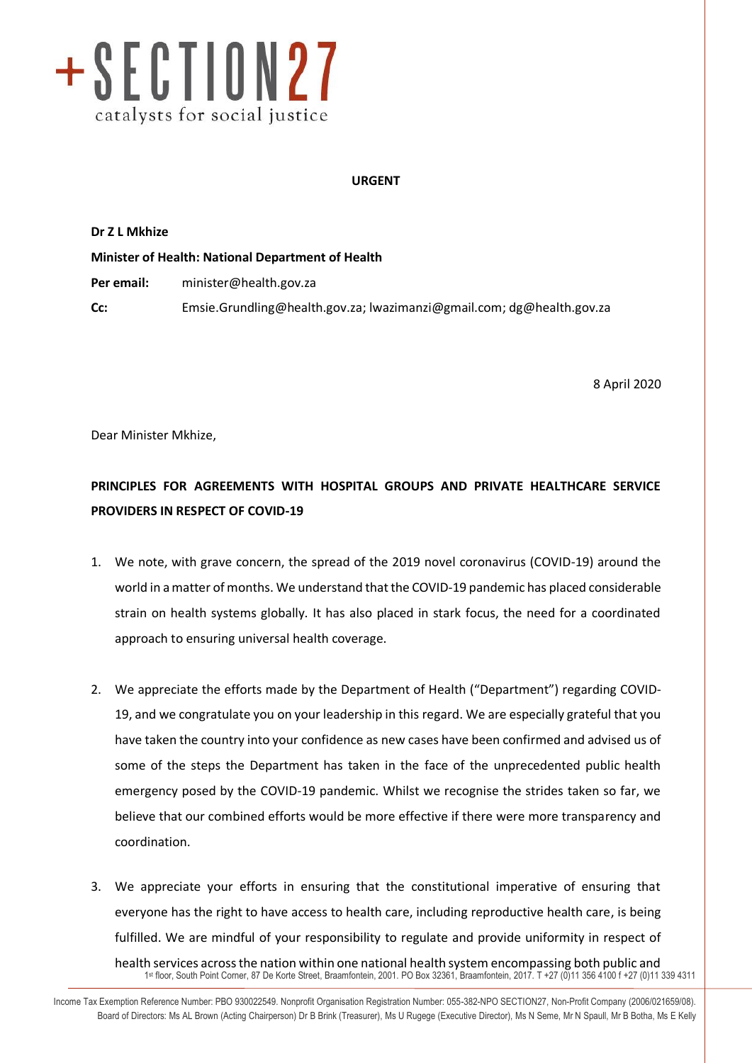+SECTION27
catalysts for social justice

**URGENT**

**Dr Z L Mkhize**

**Minister of Health: National Department of Health**

**Per email:** minister@health.gov.za

**Cc:** Emsie.Grundling@health.gov.za; lwazimanzi@gmail.com; dg@health.gov.za

8 April 2020

Dear Minister Mkhize,

**PRINCIPLES FOR AGREEMENTS WITH HOSPITAL GROUPS AND PRIVATE HEALTHCARE SERVICE PROVIDERS IN RESPECT OF COVID-19**

1. We note, with grave concern, the spread of the 2019 novel coronavirus (COVID-19) around the world in a matter of months. We understand that the COVID-19 pandemic has placed considerable strain on health systems globally. It has also placed in stark focus, the need for a coordinated approach to ensuring universal health coverage.

2. We appreciate the efforts made by the Department of Health ("Department") regarding COVID-19, and we congratulate you on your leadership in this regard. We are especially grateful that you have taken the country into your confidence as new cases have been confirmed and advised us of some of the steps the Department has taken in the face of the unprecedented public health emergency posed by the COVID-19 pandemic. Whilst we recognise the strides taken so far, we believe that our combined efforts would be more effective if there were more transparency and coordination.

3. We appreciate your efforts in ensuring that the constitutional imperative of ensuring that everyone has the right to have access to health care, including reproductive health care, is being fulfilled. We are mindful of your responsibility to regulate and provide uniformity in respect of health services across the nation within one national health system encompassing both public and

1st floor, South Point Corner, 87 De Korte Street, Braamfontein, 2001. PO Box 32361, Braamfontein, 2017. T +27 (0)11 356 4100 f +27 (0)11 339 4311

Income Tax Exemption Reference Number: PBO 930022549. Nonprofit Organisation Registration Number: 055-382-NPO SECTION27, Non-Profit Company (2006/021659/08). Board of Directors: Ms AL Brown (Acting Chairperson) Dr B Brink (Treasurer), Ms U Rugege (Executive Director), Ms N Seme, Mr N Spaull, Mr B Botha, Ms E Kelly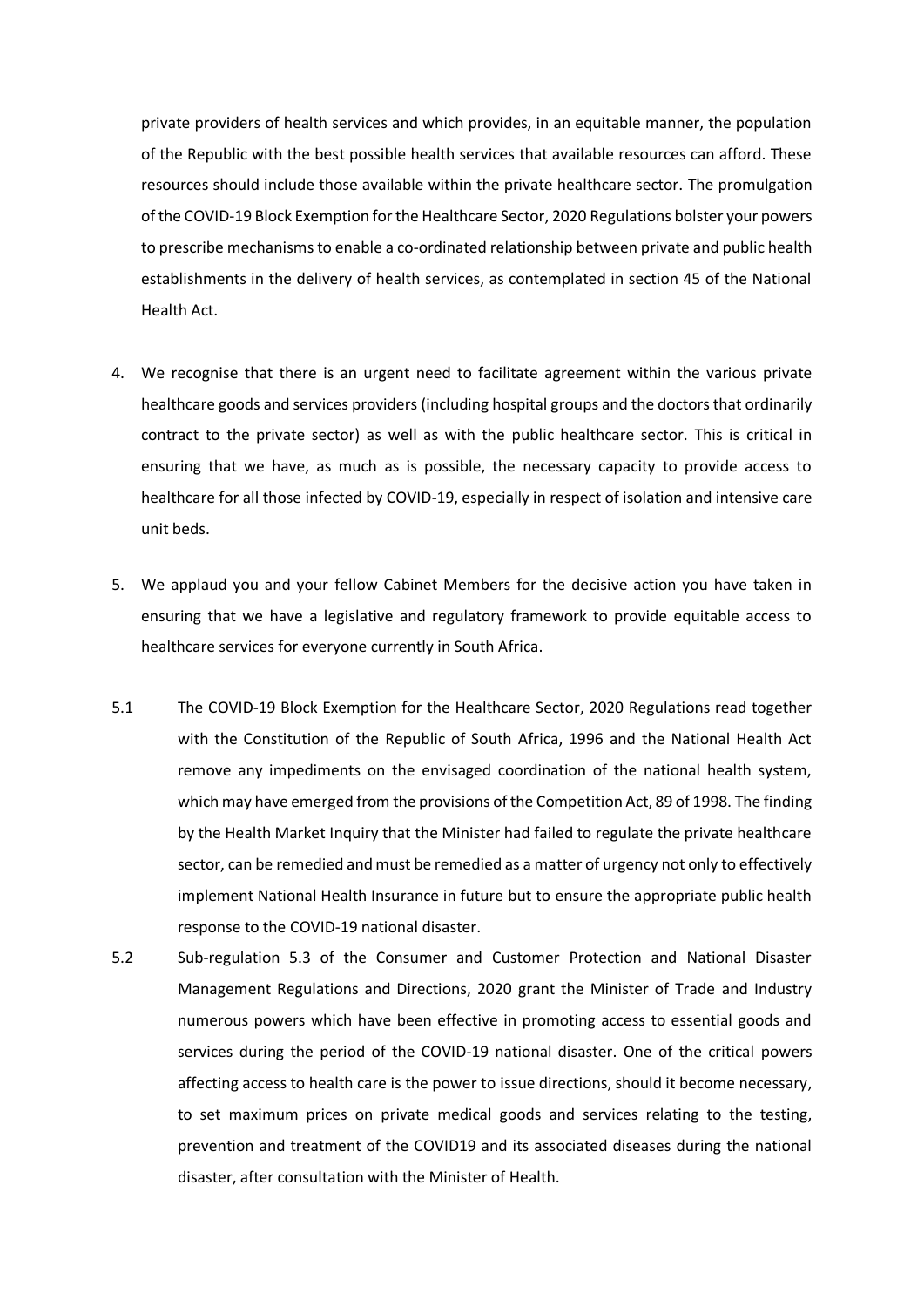private providers of health services and which provides, in an equitable manner, the population of the Republic with the best possible health services that available resources can afford. These resources should include those available within the private healthcare sector. The promulgation of the COVID-19 Block Exemption for the Healthcare Sector, 2020 Regulations bolster your powers to prescribe mechanisms to enable a co-ordinated relationship between private and public health establishments in the delivery of health services, as contemplated in section 45 of the National Health Act.

4. We recognise that there is an urgent need to facilitate agreement within the various private healthcare goods and services providers (including hospital groups and the doctors that ordinarily contract to the private sector) as well as with the public healthcare sector. This is critical in ensuring that we have, as much as is possible, the necessary capacity to provide access to healthcare for all those infected by COVID-19, especially in respect of isolation and intensive care unit beds.

5. We applaud you and your fellow Cabinet Members for the decisive action you have taken in ensuring that we have a legislative and regulatory framework to provide equitable access to healthcare services for everyone currently in South Africa.

5.1 The COVID-19 Block Exemption for the Healthcare Sector, 2020 Regulations read together with the Constitution of the Republic of South Africa, 1996 and the National Health Act remove any impediments on the envisaged coordination of the national health system, which may have emerged from the provisions of the Competition Act, 89 of 1998. The finding by the Health Market Inquiry that the Minister had failed to regulate the private healthcare sector, can be remedied and must be remedied as a matter of urgency not only to effectively implement National Health Insurance in future but to ensure the appropriate public health response to the COVID-19 national disaster.

5.2 Sub-regulation 5.3 of the Consumer and Customer Protection and National Disaster Management Regulations and Directions, 2020 grant the Minister of Trade and Industry numerous powers which have been effective in promoting access to essential goods and services during the period of the COVID-19 national disaster. One of the critical powers affecting access to health care is the power to issue directions, should it become necessary, to set maximum prices on private medical goods and services relating to the testing, prevention and treatment of the COVID19 and its associated diseases during the national disaster, after consultation with the Minister of Health.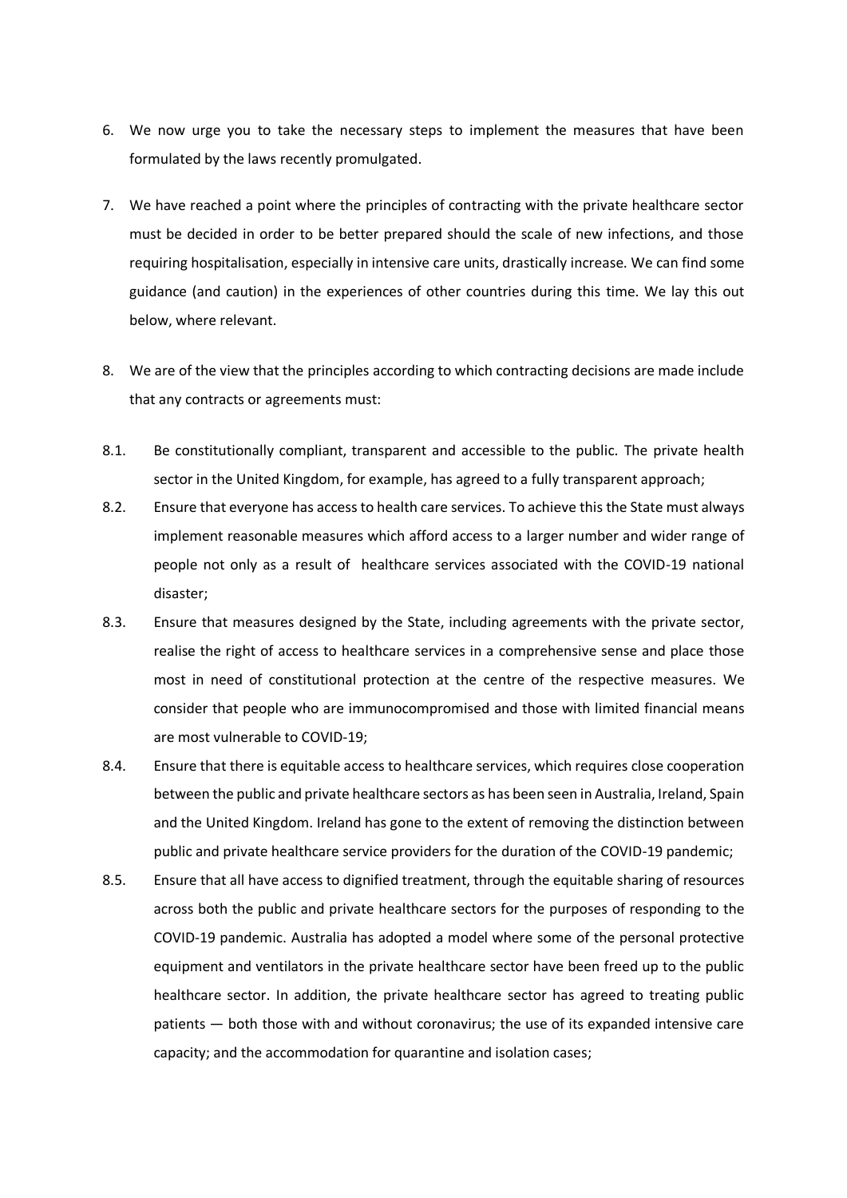6. We now urge you to take the necessary steps to implement the measures that have been formulated by the laws recently promulgated.

7. We have reached a point where the principles of contracting with the private healthcare sector must be decided in order to be better prepared should the scale of new infections, and those requiring hospitalisation, especially in intensive care units, drastically increase. We can find some guidance (and caution) in the experiences of other countries during this time. We lay this out below, where relevant.

8. We are of the view that the principles according to which contracting decisions are made include that any contracts or agreements must:

8.1. Be constitutionally compliant, transparent and accessible to the public. The private health sector in the United Kingdom, for example, has agreed to a fully transparent approach;

8.2. Ensure that everyone has access to health care services. To achieve this the State must always implement reasonable measures which afford access to a larger number and wider range of people not only as a result of healthcare services associated with the COVID-19 national disaster;

8.3. Ensure that measures designed by the State, including agreements with the private sector, realise the right of access to healthcare services in a comprehensive sense and place those most in need of constitutional protection at the centre of the respective measures. We consider that people who are immunocompromised and those with limited financial means are most vulnerable to COVID-19;

8.4. Ensure that there is equitable access to healthcare services, which requires close cooperation between the public and private healthcare sectors as has been seen in Australia, Ireland, Spain and the United Kingdom. Ireland has gone to the extent of removing the distinction between public and private healthcare service providers for the duration of the COVID-19 pandemic;

8.5. Ensure that all have access to dignified treatment, through the equitable sharing of resources across both the public and private healthcare sectors for the purposes of responding to the COVID-19 pandemic. Australia has adopted a model where some of the personal protective equipment and ventilators in the private healthcare sector have been freed up to the public healthcare sector. In addition, the private healthcare sector has agreed to treating public patients — both those with and without coronavirus; the use of its expanded intensive care capacity; and the accommodation for quarantine and isolation cases;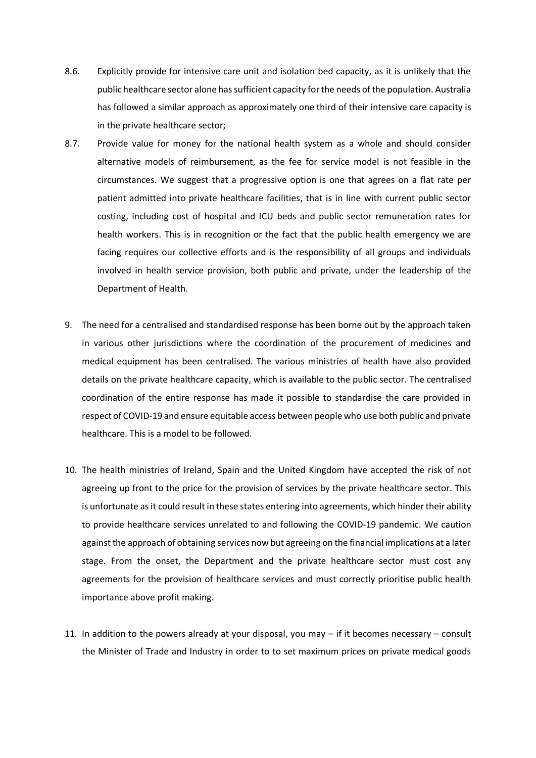8.6. Explicitly provide for intensive care unit and isolation bed capacity, as it is unlikely that the public healthcare sector alone has sufficient capacity for the needs of the population. Australia has followed a similar approach as approximately one third of their intensive care capacity is in the private healthcare sector;

8.7. Provide value for money for the national health system as a whole and should consider alternative models of reimbursement, as the fee for service model is not feasible in the circumstances. We suggest that a progressive option is one that agrees on a flat rate per patient admitted into private healthcare facilities, that is in line with current public sector costing, including cost of hospital and ICU beds and public sector remuneration rates for health workers. This is in recognition or the fact that the public health emergency we are facing requires our collective efforts and is the responsibility of all groups and individuals involved in health service provision, both public and private, under the leadership of the Department of Health.

9. The need for a centralised and standardised response has been borne out by the approach taken in various other jurisdictions where the coordination of the procurement of medicines and medical equipment has been centralised. The various ministries of health have also provided details on the private healthcare capacity, which is available to the public sector. The centralised coordination of the entire response has made it possible to standardise the care provided in respect of COVID-19 and ensure equitable access between people who use both public and private healthcare. This is a model to be followed.

10. The health ministries of Ireland, Spain and the United Kingdom have accepted the risk of not agreeing up front to the price for the provision of services by the private healthcare sector. This is unfortunate as it could result in these states entering into agreements, which hinder their ability to provide healthcare services unrelated to and following the COVID-19 pandemic. We caution against the approach of obtaining services now but agreeing on the financial implications at a later stage. From the onset, the Department and the private healthcare sector must cost any agreements for the provision of healthcare services and must correctly prioritise public health importance above profit making.

11. In addition to the powers already at your disposal, you may – if it becomes necessary – consult the Minister of Trade and Industry in order to to set maximum prices on private medical goods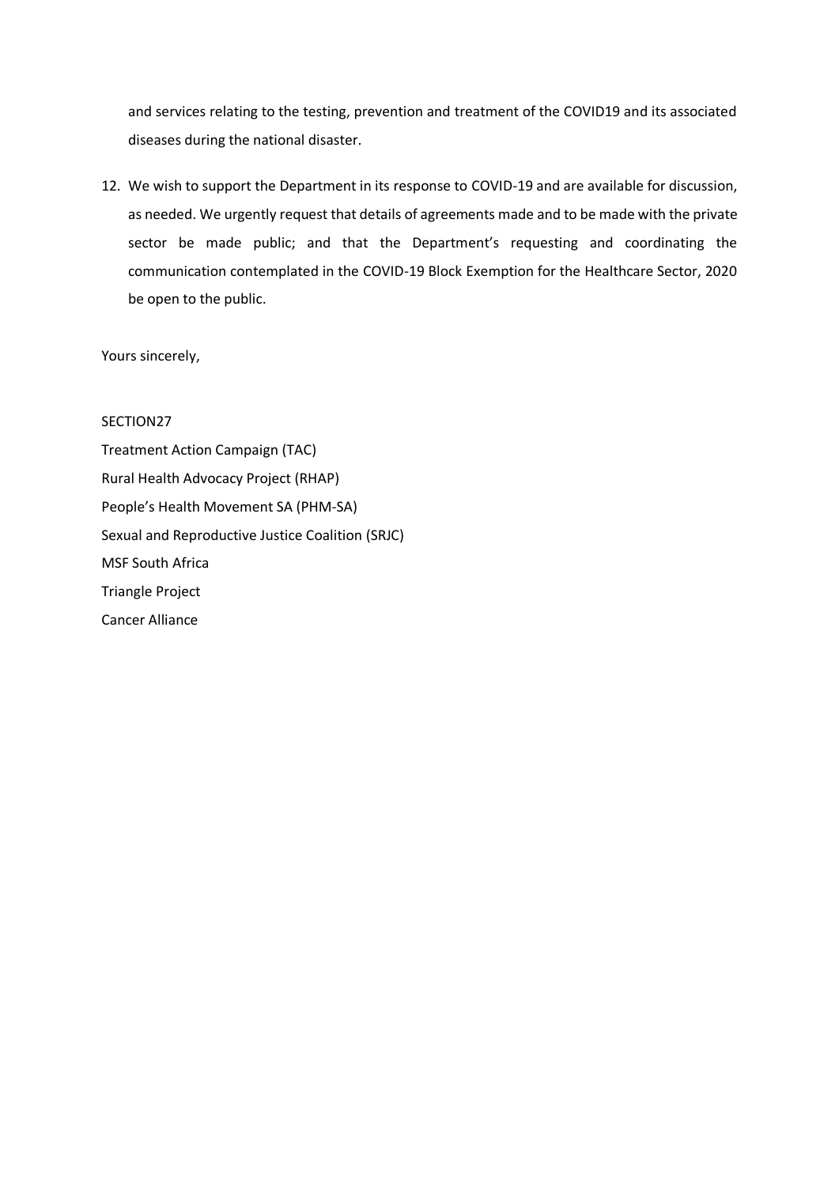and services relating to the testing, prevention and treatment of the COVID19 and its associated diseases during the national disaster.

12. We wish to support the Department in its response to COVID-19 and are available for discussion, as needed. We urgently request that details of agreements made and to be made with the private sector be made public; and that the Department's requesting and coordinating the communication contemplated in the COVID-19 Block Exemption for the Healthcare Sector, 2020 be open to the public.

Yours sincerely,

SECTION27

Treatment Action Campaign (TAC)

Rural Health Advocacy Project (RHAP)

People's Health Movement SA (PHM-SA)

Sexual and Reproductive Justice Coalition (SRJC)

MSF South Africa

Triangle Project

Cancer Alliance